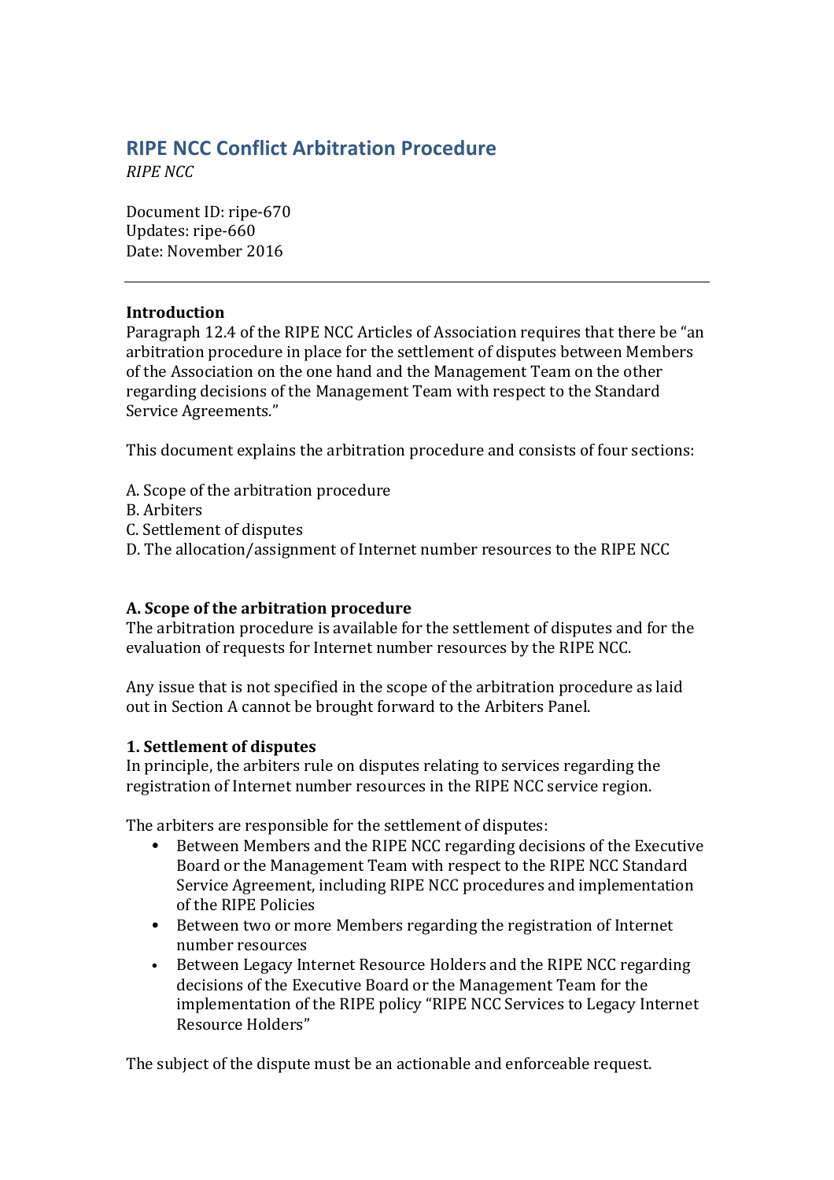# RIPE NCC Conflict Arbitration Procedure

*RIPE NCC*

Document ID: ripe-670
Updates: ripe-660
Date: November 2016

---

**Introduction**

Paragraph 12.4 of the RIPE NCC Articles of Association requires that there be "an arbitration procedure in place for the settlement of disputes between Members of the Association on the one hand and the Management Team on the other regarding decisions of the Management Team with respect to the Standard Service Agreements."

This document explains the arbitration procedure and consists of four sections:

A. Scope of the arbitration procedure
B. Arbiters
C. Settlement of disputes
D. The allocation/assignment of Internet number resources to the RIPE NCC

## A. Scope of the arbitration procedure

The arbitration procedure is available for the settlement of disputes and for the evaluation of requests for Internet number resources by the RIPE NCC.

Any issue that is not specified in the scope of the arbitration procedure as laid out in Section A cannot be brought forward to the Arbiters Panel.

### 1. Settlement of disputes

In principle, the arbiters rule on disputes relating to services regarding the registration of Internet number resources in the RIPE NCC service region.

The arbiters are responsible for the settlement of disputes:

- Between Members and the RIPE NCC regarding decisions of the Executive Board or the Management Team with respect to the RIPE NCC Standard Service Agreement, including RIPE NCC procedures and implementation of the RIPE Policies
- Between two or more Members regarding the registration of Internet number resources
- Between Legacy Internet Resource Holders and the RIPE NCC regarding decisions of the Executive Board or the Management Team for the implementation of the RIPE policy "RIPE NCC Services to Legacy Internet Resource Holders"

The subject of the dispute must be an actionable and enforceable request.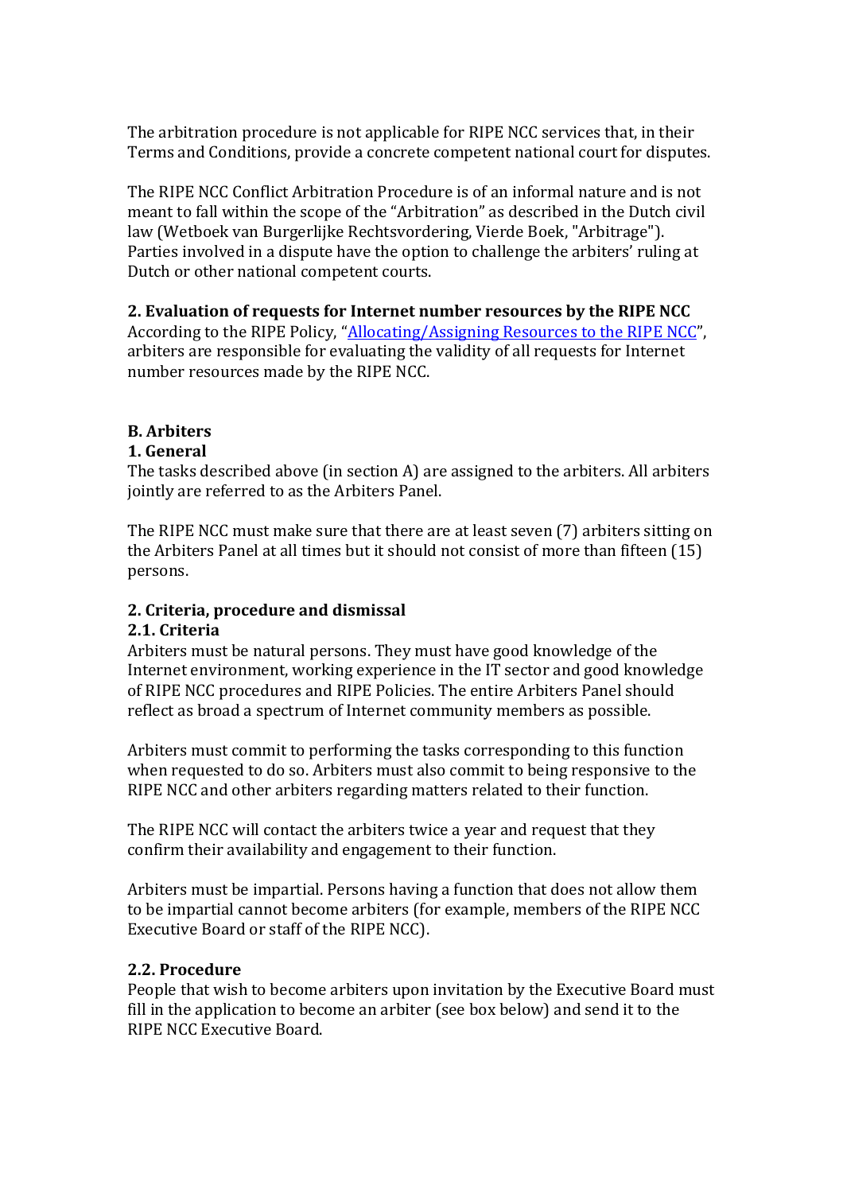The arbitration procedure is not applicable for RIPE NCC services that, in their Terms and Conditions, provide a concrete competent national court for disputes.

The RIPE NCC Conflict Arbitration Procedure is of an informal nature and is not meant to fall within the scope of the "Arbitration" as described in the Dutch civil law (Wetboek van Burgerlijke Rechtsvordering, Vierde Boek, "Arbitrage"). Parties involved in a dispute have the option to challenge the arbiters' ruling at Dutch or other national competent courts.

### 2. Evaluation of requests for Internet number resources by the RIPE NCC

According to the RIPE Policy, "[Allocating/Assigning Resources to the RIPE NCC]", arbiters are responsible for evaluating the validity of all requests for Internet number resources made by the RIPE NCC.

## B. Arbiters

### 1. General

The tasks described above (in section A) are assigned to the arbiters. All arbiters jointly are referred to as the Arbiters Panel.

The RIPE NCC must make sure that there are at least seven (7) arbiters sitting on the Arbiters Panel at all times but it should not consist of more than fifteen (15) persons.

### 2. Criteria, procedure and dismissal

#### 2.1. Criteria

Arbiters must be natural persons. They must have good knowledge of the Internet environment, working experience in the IT sector and good knowledge of RIPE NCC procedures and RIPE Policies. The entire Arbiters Panel should reflect as broad a spectrum of Internet community members as possible.

Arbiters must commit to performing the tasks corresponding to this function when requested to do so. Arbiters must also commit to being responsive to the RIPE NCC and other arbiters regarding matters related to their function.

The RIPE NCC will contact the arbiters twice a year and request that they confirm their availability and engagement to their function.

Arbiters must be impartial. Persons having a function that does not allow them to be impartial cannot become arbiters (for example, members of the RIPE NCC Executive Board or staff of the RIPE NCC).

#### 2.2. Procedure

People that wish to become arbiters upon invitation by the Executive Board must fill in the application to become an arbiter (see box below) and send it to the RIPE NCC Executive Board.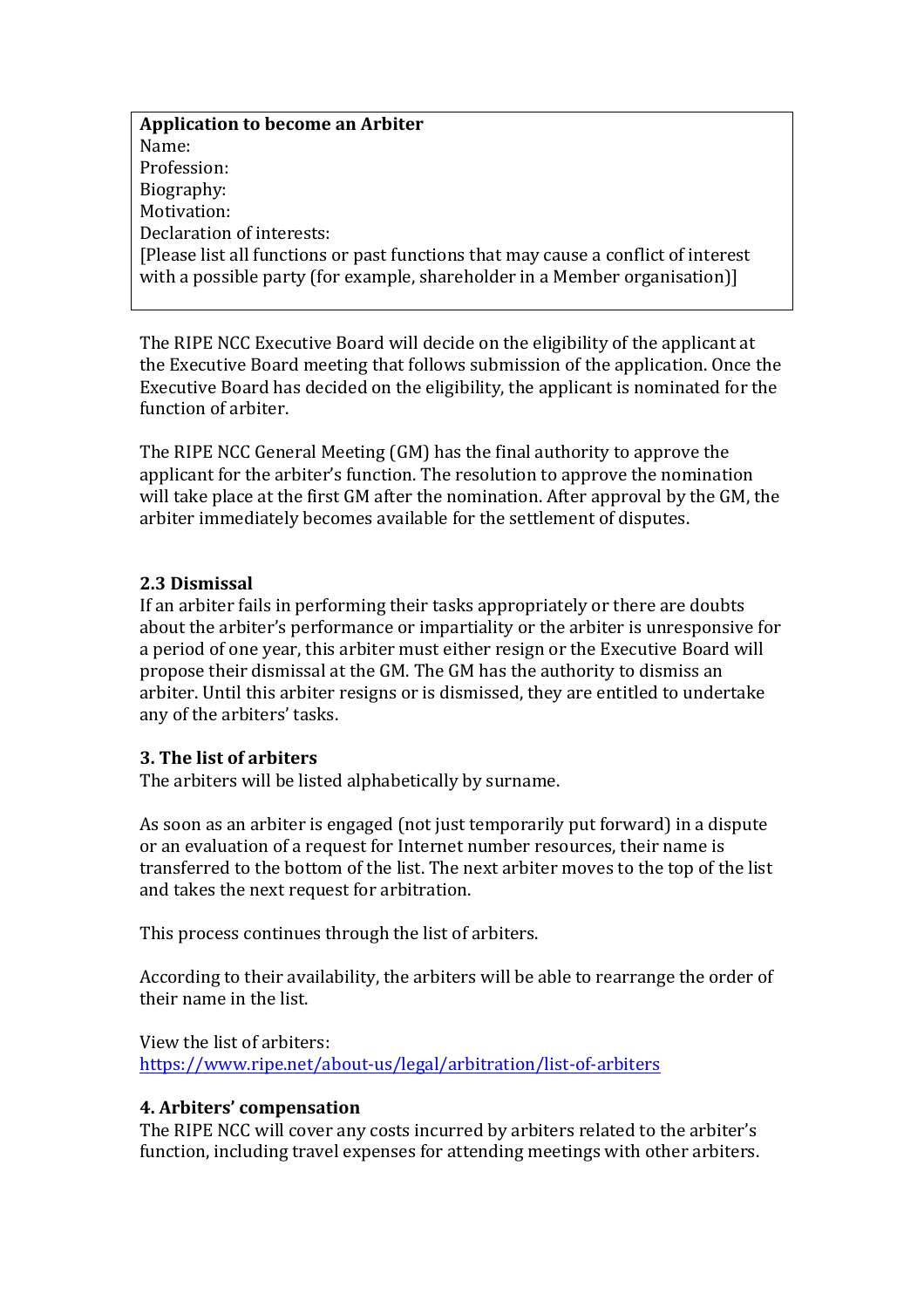**Application to become an Arbiter**
Name:
Profession:
Biography:
Motivation:
Declaration of interests:
[Please list all functions or past functions that may cause a conflict of interest with a possible party (for example, shareholder in a Member organisation)]

The RIPE NCC Executive Board will decide on the eligibility of the applicant at the Executive Board meeting that follows submission of the application. Once the Executive Board has decided on the eligibility, the applicant is nominated for the function of arbiter.

The RIPE NCC General Meeting (GM) has the final authority to approve the applicant for the arbiter's function. The resolution to approve the nomination will take place at the first GM after the nomination. After approval by the GM, the arbiter immediately becomes available for the settlement of disputes.

### 2.3 Dismissal

If an arbiter fails in performing their tasks appropriately or there are doubts about the arbiter's performance or impartiality or the arbiter is unresponsive for a period of one year, this arbiter must either resign or the Executive Board will propose their dismissal at the GM. The GM has the authority to dismiss an arbiter. Until this arbiter resigns or is dismissed, they are entitled to undertake any of the arbiters' tasks.

## 3. The list of arbiters

The arbiters will be listed alphabetically by surname.

As soon as an arbiter is engaged (not just temporarily put forward) in a dispute or an evaluation of a request for Internet number resources, their name is transferred to the bottom of the list. The next arbiter moves to the top of the list and takes the next request for arbitration.

This process continues through the list of arbiters.

According to their availability, the arbiters will be able to rearrange the order of their name in the list.

View the list of arbiters:
https://www.ripe.net/about-us/legal/arbitration/list-of-arbiters

## 4. Arbiters' compensation

The RIPE NCC will cover any costs incurred by arbiters related to the arbiter's function, including travel expenses for attending meetings with other arbiters.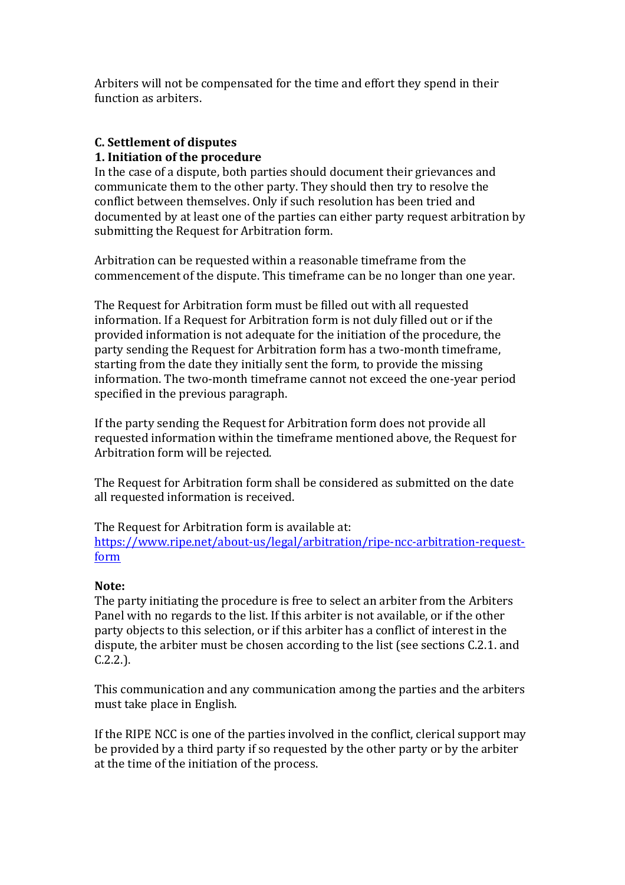Arbiters will not be compensated for the time and effort they spend in their function as arbiters.

## C. Settlement of disputes

### 1. Initiation of the procedure

In the case of a dispute, both parties should document their grievances and communicate them to the other party. They should then try to resolve the conflict between themselves. Only if such resolution has been tried and documented by at least one of the parties can either party request arbitration by submitting the Request for Arbitration form.

Arbitration can be requested within a reasonable timeframe from the commencement of the dispute. This timeframe can be no longer than one year.

The Request for Arbitration form must be filled out with all requested information. If a Request for Arbitration form is not duly filled out or if the provided information is not adequate for the initiation of the procedure, the party sending the Request for Arbitration form has a two-month timeframe, starting from the date they initially sent the form, to provide the missing information. The two-month timeframe cannot not exceed the one-year period specified in the previous paragraph.

If the party sending the Request for Arbitration form does not provide all requested information within the timeframe mentioned above, the Request for Arbitration form will be rejected.

The Request for Arbitration form shall be considered as submitted on the date all requested information is received.

The Request for Arbitration form is available at:
[https://www.ripe.net/about-us/legal/arbitration/ripe-ncc-arbitration-request-form](https://www.ripe.net/about-us/legal/arbitration/ripe-ncc-arbitration-request-form)

**Note:**
The party initiating the procedure is free to select an arbiter from the Arbiters Panel with no regards to the list. If this arbiter is not available, or if the other party objects to this selection, or if this arbiter has a conflict of interest in the dispute, the arbiter must be chosen according to the list (see sections C.2.1. and C.2.2.).

This communication and any communication among the parties and the arbiters must take place in English.

If the RIPE NCC is one of the parties involved in the conflict, clerical support may be provided by a third party if so requested by the other party or by the arbiter at the time of the initiation of the process.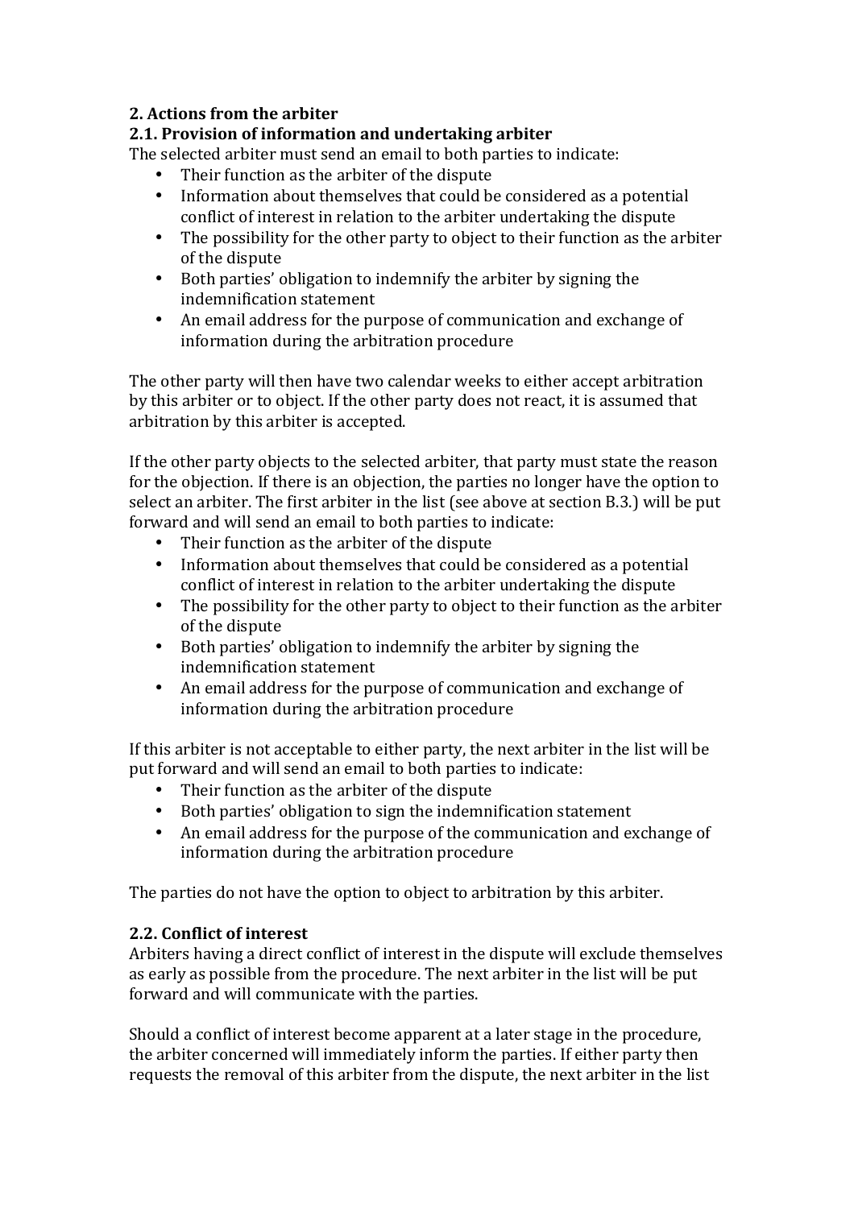## 2. Actions from the arbiter

### 2.1. Provision of information and undertaking arbiter

The selected arbiter must send an email to both parties to indicate:

- Their function as the arbiter of the dispute
- Information about themselves that could be considered as a potential conflict of interest in relation to the arbiter undertaking the dispute
- The possibility for the other party to object to their function as the arbiter of the dispute
- Both parties' obligation to indemnify the arbiter by signing the indemnification statement
- An email address for the purpose of communication and exchange of information during the arbitration procedure

The other party will then have two calendar weeks to either accept arbitration by this arbiter or to object. If the other party does not react, it is assumed that arbitration by this arbiter is accepted.

If the other party objects to the selected arbiter, that party must state the reason for the objection. If there is an objection, the parties no longer have the option to select an arbiter. The first arbiter in the list (see above at section B.3.) will be put forward and will send an email to both parties to indicate:

- Their function as the arbiter of the dispute
- Information about themselves that could be considered as a potential conflict of interest in relation to the arbiter undertaking the dispute
- The possibility for the other party to object to their function as the arbiter of the dispute
- Both parties' obligation to indemnify the arbiter by signing the indemnification statement
- An email address for the purpose of communication and exchange of information during the arbitration procedure

If this arbiter is not acceptable to either party, the next arbiter in the list will be put forward and will send an email to both parties to indicate:

- Their function as the arbiter of the dispute
- Both parties' obligation to sign the indemnification statement
- An email address for the purpose of the communication and exchange of information during the arbitration procedure

The parties do not have the option to object to arbitration by this arbiter.

### 2.2. Conflict of interest

Arbiters having a direct conflict of interest in the dispute will exclude themselves as early as possible from the procedure. The next arbiter in the list will be put forward and will communicate with the parties.

Should a conflict of interest become apparent at a later stage in the procedure, the arbiter concerned will immediately inform the parties. If either party then requests the removal of this arbiter from the dispute, the next arbiter in the list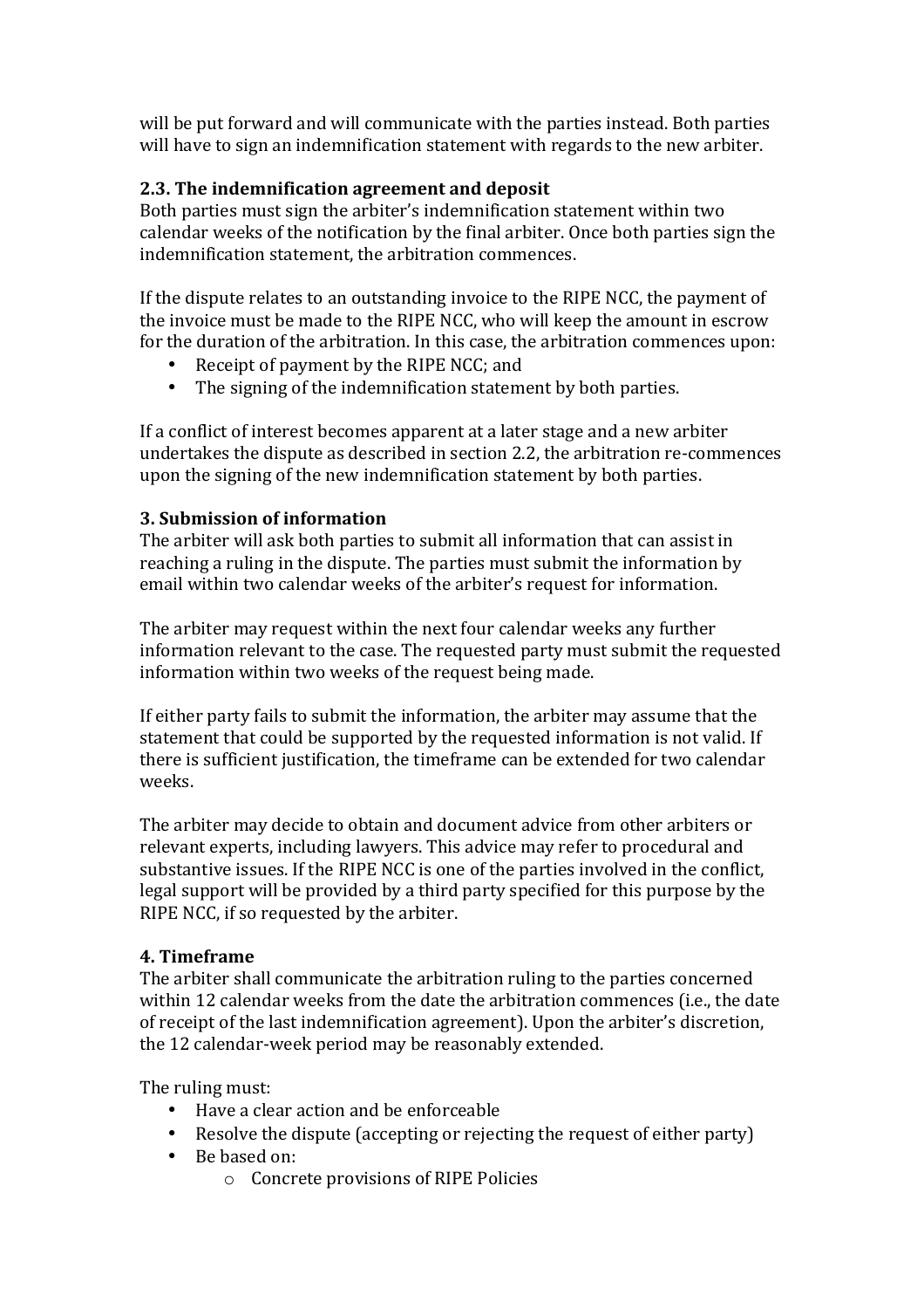will be put forward and will communicate with the parties instead. Both parties will have to sign an indemnification statement with regards to the new arbiter.

### 2.3. The indemnification agreement and deposit

Both parties must sign the arbiter's indemnification statement within two calendar weeks of the notification by the final arbiter. Once both parties sign the indemnification statement, the arbitration commences.

If the dispute relates to an outstanding invoice to the RIPE NCC, the payment of the invoice must be made to the RIPE NCC, who will keep the amount in escrow for the duration of the arbitration. In this case, the arbitration commences upon:

- Receipt of payment by the RIPE NCC; and
- The signing of the indemnification statement by both parties.

If a conflict of interest becomes apparent at a later stage and a new arbiter undertakes the dispute as described in section 2.2, the arbitration re-commences upon the signing of the new indemnification statement by both parties.

## 3. Submission of information

The arbiter will ask both parties to submit all information that can assist in reaching a ruling in the dispute. The parties must submit the information by email within two calendar weeks of the arbiter's request for information.

The arbiter may request within the next four calendar weeks any further information relevant to the case. The requested party must submit the requested information within two weeks of the request being made.

If either party fails to submit the information, the arbiter may assume that the statement that could be supported by the requested information is not valid. If there is sufficient justification, the timeframe can be extended for two calendar weeks.

The arbiter may decide to obtain and document advice from other arbiters or relevant experts, including lawyers. This advice may refer to procedural and substantive issues. If the RIPE NCC is one of the parties involved in the conflict, legal support will be provided by a third party specified for this purpose by the RIPE NCC, if so requested by the arbiter.

## 4. Timeframe

The arbiter shall communicate the arbitration ruling to the parties concerned within 12 calendar weeks from the date the arbitration commences (i.e., the date of receipt of the last indemnification agreement). Upon the arbiter's discretion, the 12 calendar-week period may be reasonably extended.

The ruling must:

- Have a clear action and be enforceable
- Resolve the dispute (accepting or rejecting the request of either party)
- Be based on:
  - Concrete provisions of RIPE Policies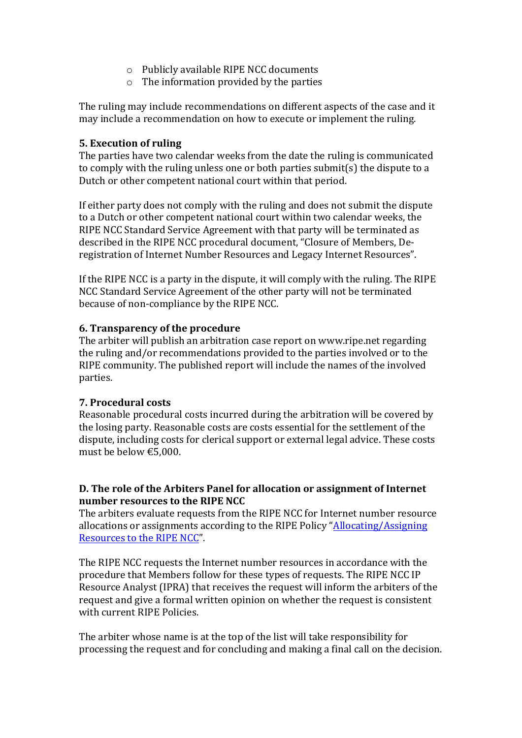- Publicly available RIPE NCC documents
  - The information provided by the parties

The ruling may include recommendations on different aspects of the case and it may include a recommendation on how to execute or implement the ruling.

**5. Execution of ruling**

The parties have two calendar weeks from the date the ruling is communicated to comply with the ruling unless one or both parties submit(s) the dispute to a Dutch or other competent national court within that period.

If either party does not comply with the ruling and does not submit the dispute to a Dutch or other competent national court within two calendar weeks, the RIPE NCC Standard Service Agreement with that party will be terminated as described in the RIPE NCC procedural document, "Closure of Members, De-registration of Internet Number Resources and Legacy Internet Resources".

If the RIPE NCC is a party in the dispute, it will comply with the ruling. The RIPE NCC Standard Service Agreement of the other party will not be terminated because of non-compliance by the RIPE NCC.

**6. Transparency of the procedure**

The arbiter will publish an arbitration case report on www.ripe.net regarding the ruling and/or recommendations provided to the parties involved or to the RIPE community. The published report will include the names of the involved parties.

**7. Procedural costs**

Reasonable procedural costs incurred during the arbitration will be covered by the losing party. Reasonable costs are costs essential for the settlement of the dispute, including costs for clerical support or external legal advice. These costs must be below €5,000.

**D. The role of the Arbiters Panel for allocation or assignment of Internet number resources to the RIPE NCC**

The arbiters evaluate requests from the RIPE NCC for Internet number resource allocations or assignments according to the RIPE Policy "Allocating/Assigning Resources to the RIPE NCC".

The RIPE NCC requests the Internet number resources in accordance with the procedure that Members follow for these types of requests. The RIPE NCC IP Resource Analyst (IPRA) that receives the request will inform the arbiters of the request and give a formal written opinion on whether the request is consistent with current RIPE Policies.

The arbiter whose name is at the top of the list will take responsibility for processing the request and for concluding and making a final call on the decision.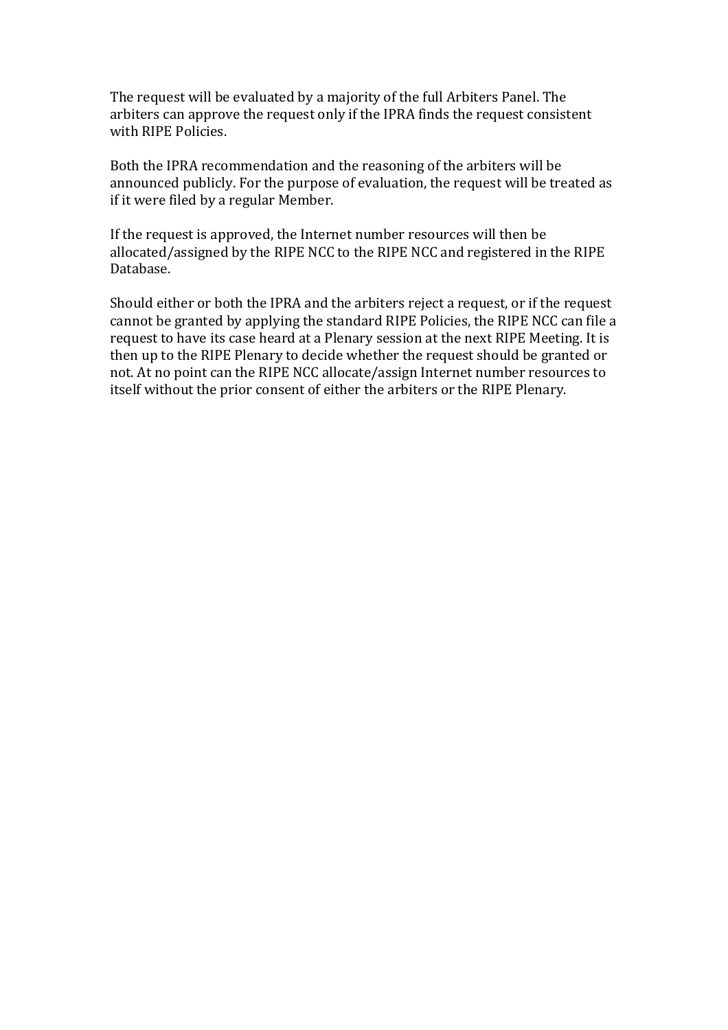The request will be evaluated by a majority of the full Arbiters Panel. The arbiters can approve the request only if the IPRA finds the request consistent with RIPE Policies.

Both the IPRA recommendation and the reasoning of the arbiters will be announced publicly. For the purpose of evaluation, the request will be treated as if it were filed by a regular Member.

If the request is approved, the Internet number resources will then be allocated/assigned by the RIPE NCC to the RIPE NCC and registered in the RIPE Database.

Should either or both the IPRA and the arbiters reject a request, or if the request cannot be granted by applying the standard RIPE Policies, the RIPE NCC can file a request to have its case heard at a Plenary session at the next RIPE Meeting. It is then up to the RIPE Plenary to decide whether the request should be granted or not. At no point can the RIPE NCC allocate/assign Internet number resources to itself without the prior consent of either the arbiters or the RIPE Plenary.